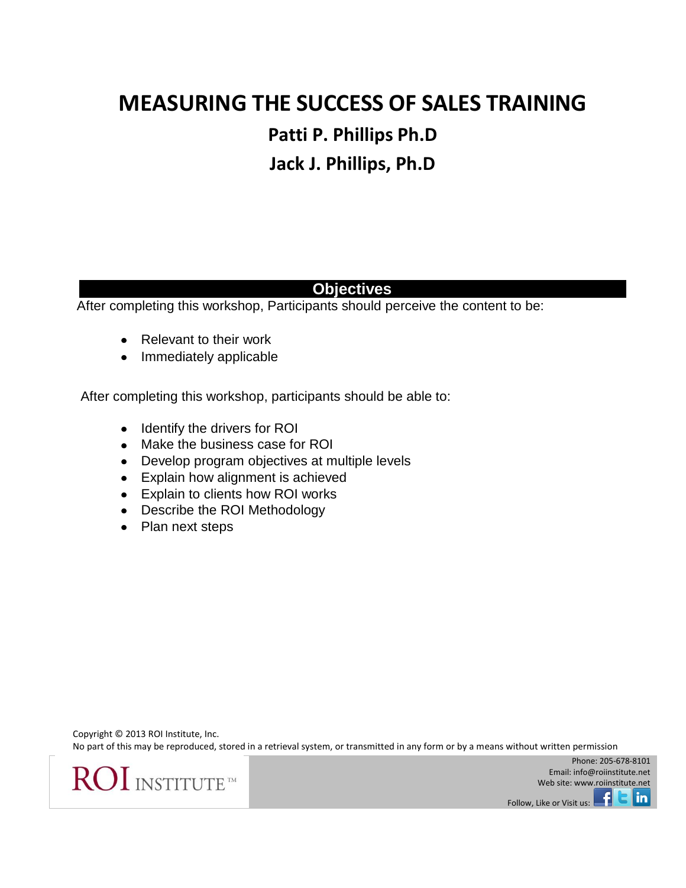# MEASURING THE SUCCESS OF SALES TRAINING

## Patti P. Phillips Ph.D

## Jack J. Phillips, Ph.D

## Objectives

After completing this workshop, Participants should perceive the content to be:

- Relevant to their work
- Immediately applicable

After completing this workshop, participants should be able to:

- Identify the drivers for ROI
- Make the business case for ROI
- Develop program objectives at multiple levels
- Explain how alignment is achieved
- Explain to clients how ROI works
- Describe the ROI Methodology
- Plan next steps

Copyright © 2013 ROI Institute, Inc.
No part of this may be reproduced, stored in a retrieval system, or transmitted in any form or by a means without written permission

ROI INSTITUTE™

Phone: 205-678-8101
Email: info@roiinstitute.net
Web site: www.roiinstitute.net
Follow, Like or Visit us: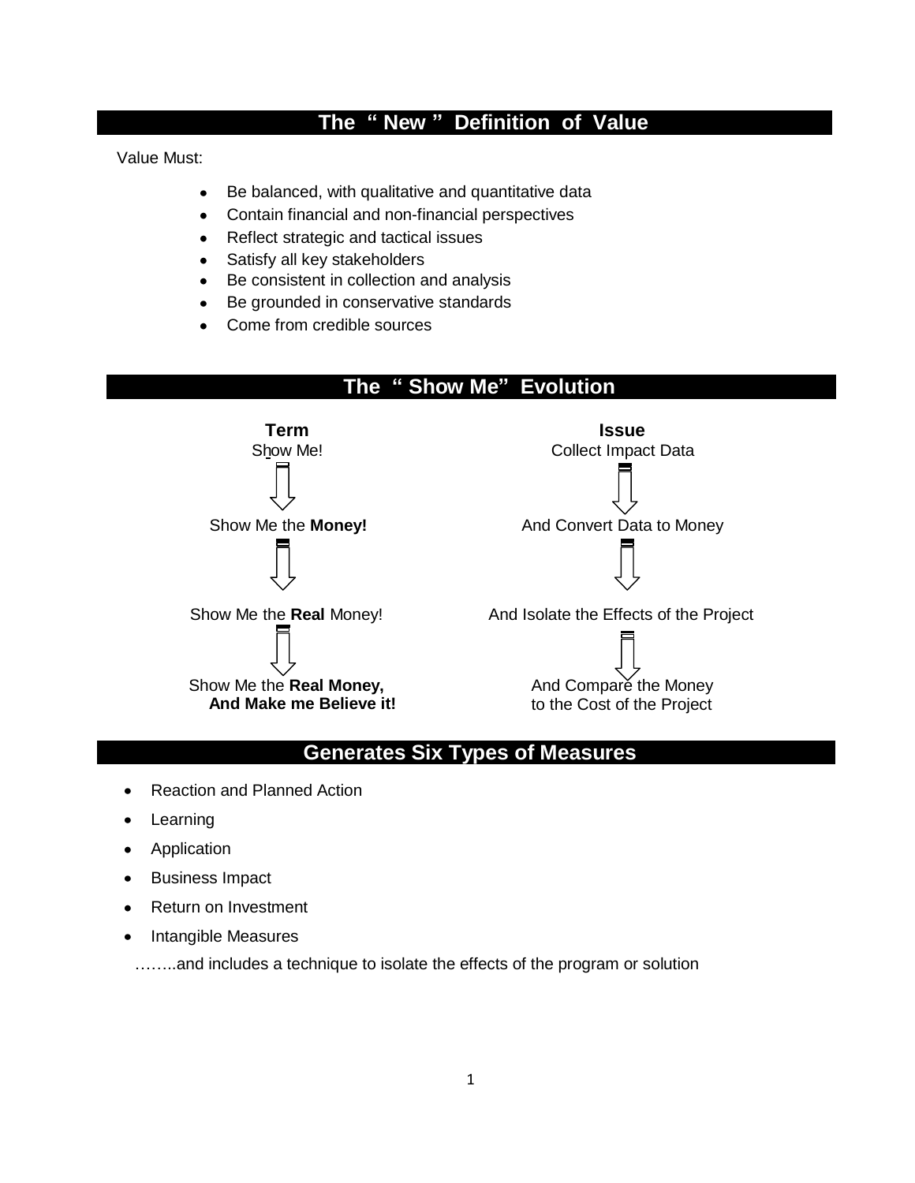## The " New " Definition of Value

Value Must:

- Be balanced, with qualitative and quantitative data
- Contain financial and non-financial perspectives
- Reflect strategic and tactical issues
- Satisfy all key stakeholders
- Be consistent in collection and analysis
- Be grounded in conservative standards
- Come from credible sources

## The " Show Me" Evolution

| Term | Issue |
|---|---|
| Show Me! | Collect Impact Data |
| ⇩ | ⇩ |
| Show Me the **Money!** | And Convert Data to Money |
| ⇩ | ⇩ |
| Show Me the **Real** Money! | And Isolate the Effects of the Project |
| ⇩ | ⇩ |
| Show Me the **Real Money, And Make me Believe it!** | And Compare the Money to the Cost of the Project |

## Generates Six Types of Measures

- Reaction and Planned Action
- Learning
- Application
- Business Impact
- Return on Investment
- Intangible Measures

……..and includes a technique to isolate the effects of the program or solution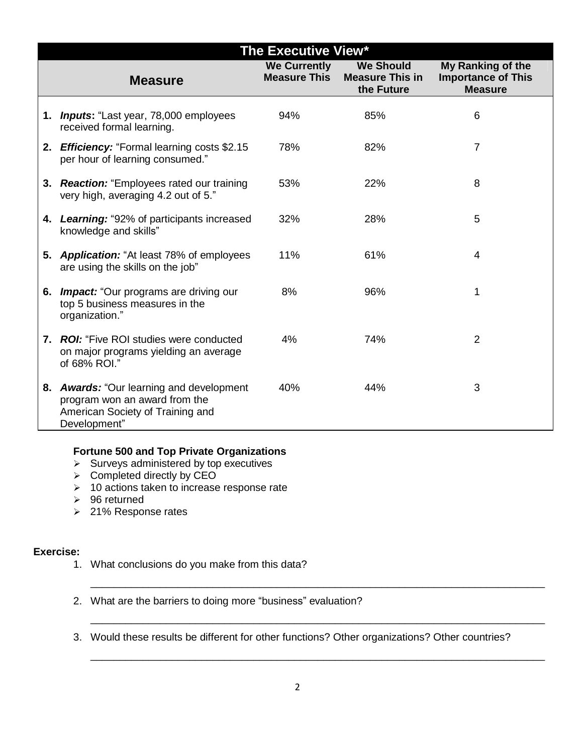| The Executive View* | | | |
|---|---|---|---|
| **Measure** | **We Currently Measure This** | **We Should Measure This in the Future** | **My Ranking of the Importance of This Measure** |
| **1.** ***Inputs*****:** "Last year, 78,000 employees received formal learning. | 94% | 85% | 6 |
| **2.** ***Efficiency:*** "Formal learning costs $2.15 per hour of learning consumed." | 78% | 82% | 7 |
| **3.** ***Reaction:*** "Employees rated our training very high, averaging 4.2 out of 5." | 53% | 22% | 8 |
| **4.** ***Learning:*** "92% of participants increased knowledge and skills" | 32% | 28% | 5 |
| **5.** ***Application:*** "At least 78% of employees are using the skills on the job" | 11% | 61% | 4 |
| **6.** ***Impact:*** "Our programs are driving our top 5 business measures in the organization." | 8% | 96% | 1 |
| **7.** ***ROI:*** "Five ROI studies were conducted on major programs yielding an average of 68% ROI." | 4% | 74% | 2 |
| **8.** ***Awards:*** "Our learning and development program won an award from the American Society of Training and Development" | 40% | 44% | 3 |

**Fortune 500 and Top Private Organizations**

- Surveys administered by top executives
- Completed directly by CEO
- 10 actions taken to increase response rate
- 96 returned
- 21% Response rates

**Exercise:**

1. What conclusions do you make from this data?

   ______________________________________________________________________________

2. What are the barriers to doing more "business" evaluation?

   ______________________________________________________________________________

3. Would these results be different for other functions? Other organizations? Other countries?

   ______________________________________________________________________________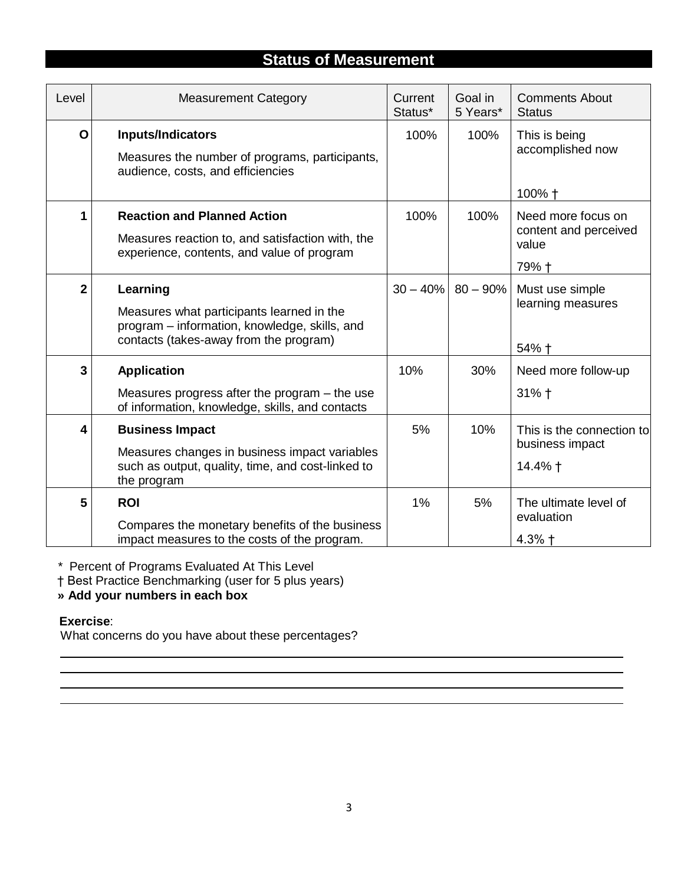## Status of Measurement

| Level | Measurement Category | Current Status* | Goal in 5 Years* | Comments About Status |
|---|---|---|---|---|
| **O** | **Inputs/Indicators**<br>Measures the number of programs, participants, audience, costs, and efficiencies | 100% | 100% | This is being accomplished now<br>100% † |
| **1** | **Reaction and Planned Action**<br>Measures reaction to, and satisfaction with, the experience, contents, and value of program | 100% | 100% | Need more focus on content and perceived value<br>79% † |
| **2** | **Learning**<br>Measures what participants learned in the program – information, knowledge, skills, and contacts (takes-away from the program) | 30 – 40% | 80 – 90% | Must use simple learning measures<br>54% † |
| **3** | **Application**<br>Measures progress after the program – the use of information, knowledge, skills, and contacts | 10% | 30% | Need more follow-up<br>31% † |
| **4** | **Business Impact**<br>Measures changes in business impact variables such as output, quality, time, and cost-linked to the program | 5% | 10% | This is the connection to business impact<br>14.4% † |
| **5** | **ROI**<br>Compares the monetary benefits of the business impact measures to the costs of the program. | 1% | 5% | The ultimate level of evaluation<br>4.3% † |

\* Percent of Programs Evaluated At This Level
† Best Practice Benchmarking (user for 5 plus years)
**» Add your numbers in each box**

**Exercise**:
What concerns do you have about these percentages?

______________________________________________________________________________

______________________________________________________________________________

______________________________________________________________________________

______________________________________________________________________________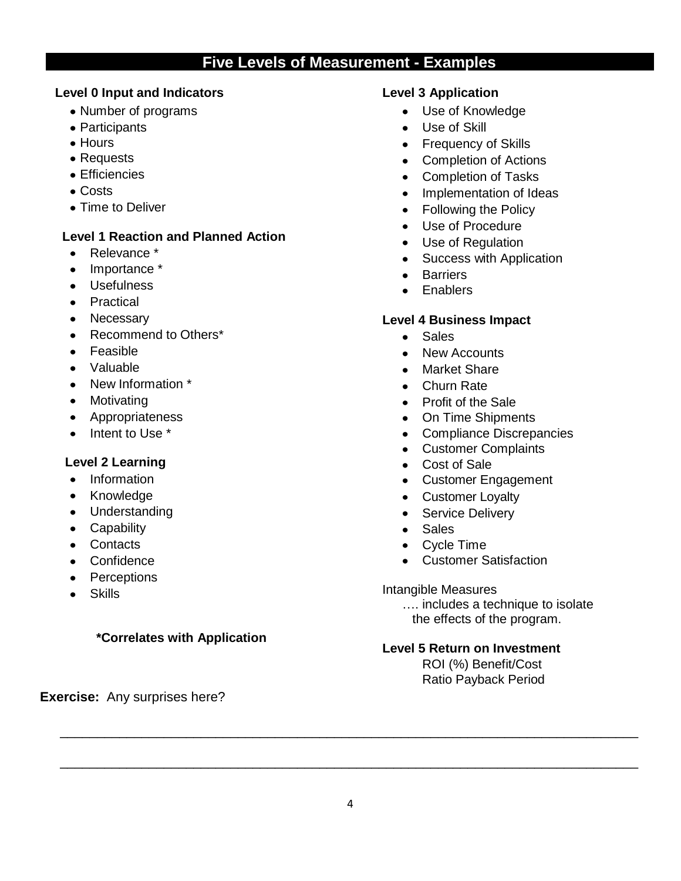## Five Levels of Measurement - Examples

**Level 0 Input and Indicators**

- Number of programs
- Participants
- Hours
- Requests
- Efficiencies
- Costs
- Time to Deliver

**Level 1 Reaction and Planned Action**

- Relevance *
- Importance *
- Usefulness
- Practical
- Necessary
- Recommend to Others*
- Feasible
- Valuable
- New Information *
- Motivating
- Appropriateness
- Intent to Use *

**Level 2 Learning**

- Information
- Knowledge
- Understanding
- Capability
- Contacts
- Confidence
- Perceptions
- Skills

**\*Correlates with Application**

**Level 3 Application**

- Use of Knowledge
- Use of Skill
- Frequency of Skills
- Completion of Actions
- Completion of Tasks
- Implementation of Ideas
- Following the Policy
- Use of Procedure
- Use of Regulation
- Success with Application
- Barriers
- Enablers

**Level 4 Business Impact**

- Sales
- New Accounts
- Market Share
- Churn Rate
- Profit of the Sale
- On Time Shipments
- Compliance Discrepancies
- Customer Complaints
- Cost of Sale
- Customer Engagement
- Customer Loyalty
- Service Delivery
- Sales
- Cycle Time
- Customer Satisfaction

Intangible Measures

…. includes a technique to isolate the effects of the program.

**Level 5 Return on Investment**

ROI (%) Benefit/Cost
Ratio Payback Period

**Exercise:** Any surprises here?

\_\_\_\_\_\_\_\_\_\_\_\_\_\_\_\_\_\_\_\_\_\_\_\_\_\_\_\_\_\_\_\_\_\_\_\_\_\_\_\_\_\_\_\_\_\_\_\_\_\_\_\_\_\_\_\_\_\_\_\_\_\_\_\_\_\_\_\_\_\_

\_\_\_\_\_\_\_\_\_\_\_\_\_\_\_\_\_\_\_\_\_\_\_\_\_\_\_\_\_\_\_\_\_\_\_\_\_\_\_\_\_\_\_\_\_\_\_\_\_\_\_\_\_\_\_\_\_\_\_\_\_\_\_\_\_\_\_\_\_\_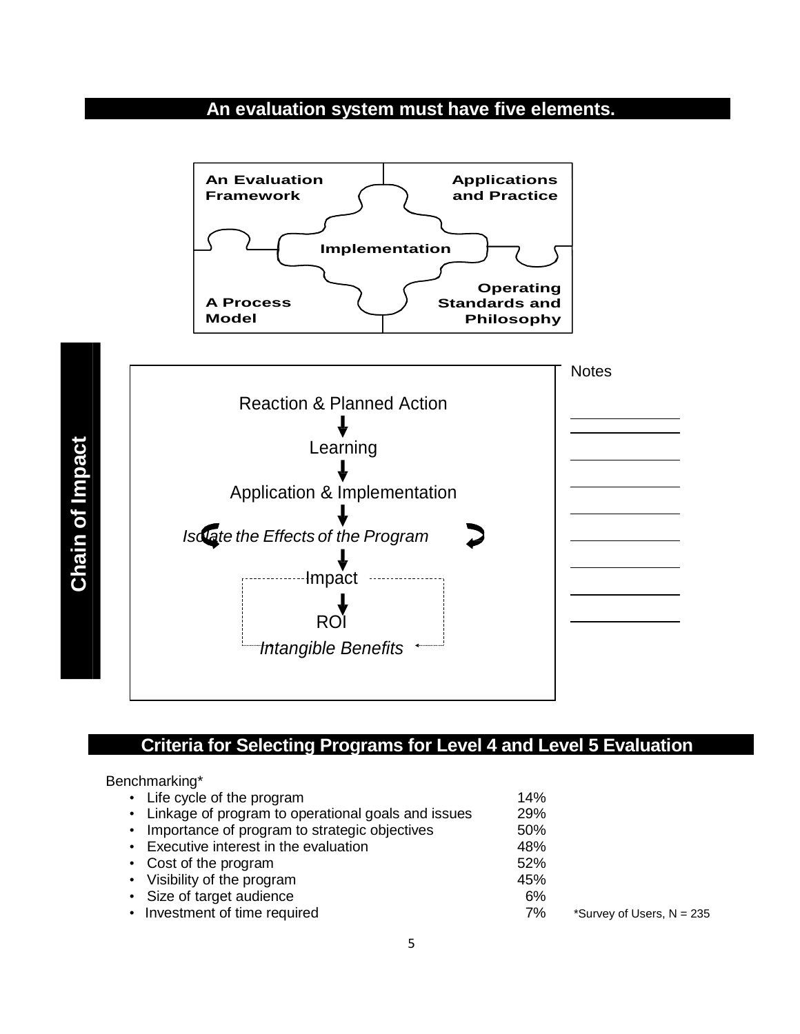## An evaluation system must have five elements.

An Evaluation Framework

Applications and Practice

Implementation

A Process Model

Operating Standards and Philosophy

**Chain of Impact**

Reaction & Planned Action

Learning

Application & Implementation

*Isolate the Effects of the Program*

Impact

ROI

*Intangible Benefits*

Notes

## Criteria for Selecting Programs for Level 4 and Level 5 Evaluation

Benchmarking*

| | |
|---|---|
| • Life cycle of the program | 14% |
| • Linkage of program to operational goals and issues | 29% |
| • Importance of program to strategic objectives | 50% |
| • Executive interest in the evaluation | 48% |
| • Cost of the program | 52% |
| • Visibility of the program | 45% |
| • Size of target audience | 6% |
| • Investment of time required | 7% |

*Survey of Users, N = 235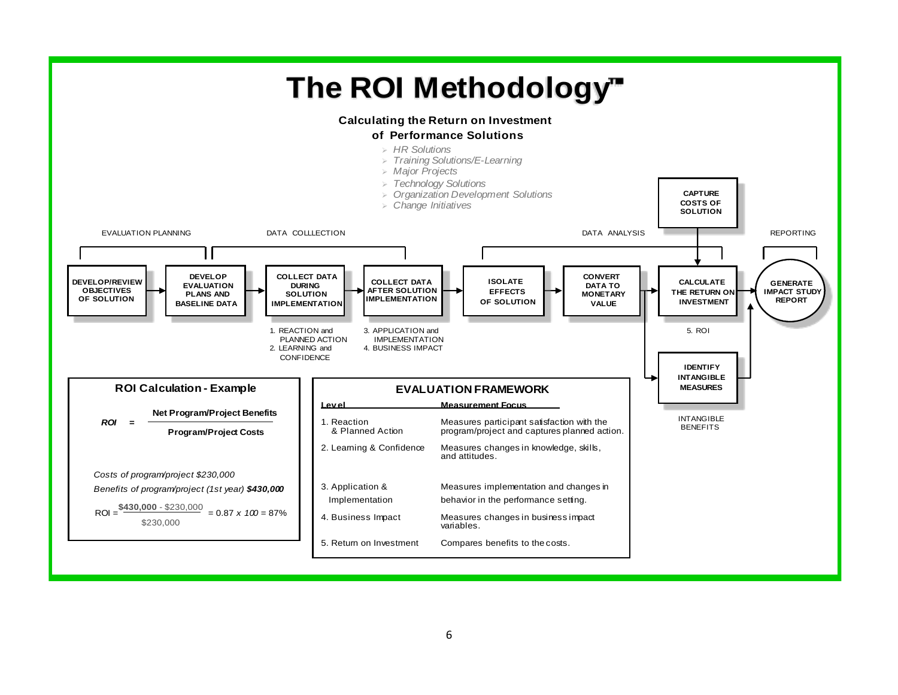# The ROI Methodology™

**Calculating the Return on Investment of Performance Solutions**

- *HR Solutions*
- *Training Solutions/E-Learning*
- *Major Projects*
- *Technology Solutions*
- *Organization Development Solutions*
- *Change Initiatives*

EVALUATION PLANNING

**DEVELOP/REVIEW OBJECTIVES OF SOLUTION** → **DEVELOP EVALUATION PLANS AND BASELINE DATA**

DATA COLLLECTION

**COLLECT DATA DURING SOLUTION IMPLEMENTATION** → **COLLECT DATA AFTER SOLUTION IMPLEMENTATION**

1. REACTION and PLANNED ACTION
2. LEARNING and CONFIDENCE
3. APPLICATION and IMPLEMENTATION
4. BUSINESS IMPACT

DATA ANALYSIS

**ISOLATE EFFECTS OF SOLUTION** → **CONVERT DATA TO MONETARY VALUE** → **CALCULATE THE RETURN ON INVESTMENT**

**CAPTURE COSTS OF SOLUTION**

5. ROI

**IDENTIFY INTANGIBLE MEASURES**

INTANGIBLE BENEFITS

REPORTING

**GENERATE IMPACT STUDY REPORT**

## ROI Calculation - Example

$$ROI = \frac{\text{Net Program/Project Benefits}}{\text{Program/Project Costs}}$$

*Costs of program/project $230,000*

*Benefits of program/project (1st year)* ***$430,000***

$$ROI = \frac{\$430{,}000 - \$230{,}000}{\$230{,}000} = 0.87 \times 100 = 87\%$$

## EVALUATION FRAMEWORK

| Level | Measurement Focus |
|---|---|
| 1. Reaction & Planned Action | Measures participant satisfaction with the program/project and captures planned action. |
| 2. Learning & Confidence | Measures changes in knowledge, skills, and attitudes. |
| 3. Application & Implementation | Measures implementation and changes in behavior in the performance setting. |
| 4. Business Impact | Measures changes in business impact variables. |
| 5. Return on Investment | Compares benefits to the costs. |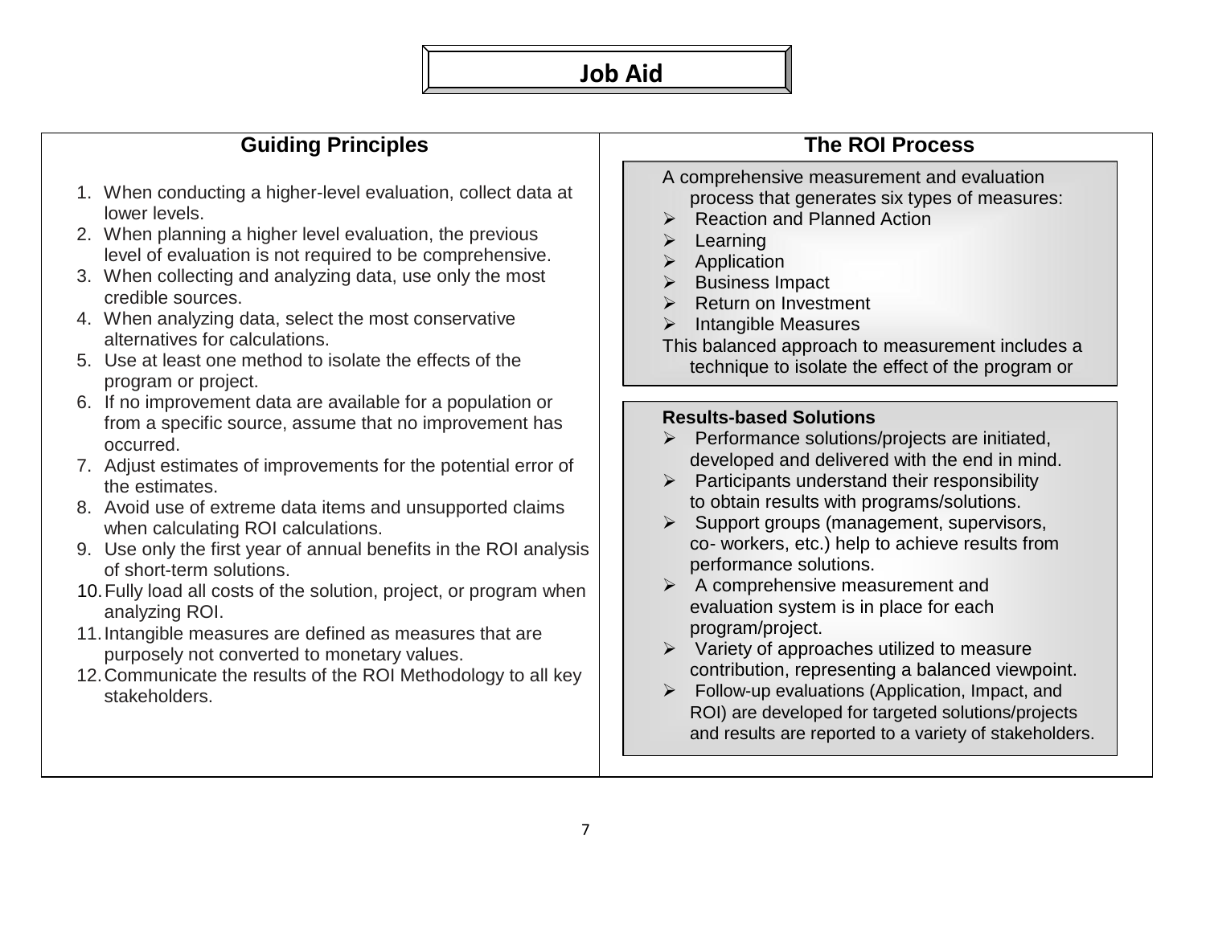# Job Aid

## Guiding Principles

1. When conducting a higher-level evaluation, collect data at lower levels.
2. When planning a higher level evaluation, the previous level of evaluation is not required to be comprehensive.
3. When collecting and analyzing data, use only the most credible sources.
4. When analyzing data, select the most conservative alternatives for calculations.
5. Use at least one method to isolate the effects of the program or project.
6. If no improvement data are available for a population or from a specific source, assume that no improvement has occurred.
7. Adjust estimates of improvements for the potential error of the estimates.
8. Avoid use of extreme data items and unsupported claims when calculating ROI calculations.
9. Use only the first year of annual benefits in the ROI analysis of short-term solutions.
10. Fully load all costs of the solution, project, or program when analyzing ROI.
11. Intangible measures are defined as measures that are purposely not converted to monetary values.
12. Communicate the results of the ROI Methodology to all key stakeholders.

## The ROI Process

A comprehensive measurement and evaluation process that generates six types of measures:

- Reaction and Planned Action
- Learning
- Application
- Business Impact
- Return on Investment
- Intangible Measures

This balanced approach to measurement includes a technique to isolate the effect of the program or

**Results-based Solutions**

- Performance solutions/projects are initiated, developed and delivered with the end in mind.
- Participants understand their responsibility to obtain results with programs/solutions.
- Support groups (management, supervisors, co- workers, etc.) help to achieve results from performance solutions.
- A comprehensive measurement and evaluation system is in place for each program/project.
- Variety of approaches utilized to measure contribution, representing a balanced viewpoint.
- Follow-up evaluations (Application, Impact, and ROI) are developed for targeted solutions/projects and results are reported to a variety of stakeholders.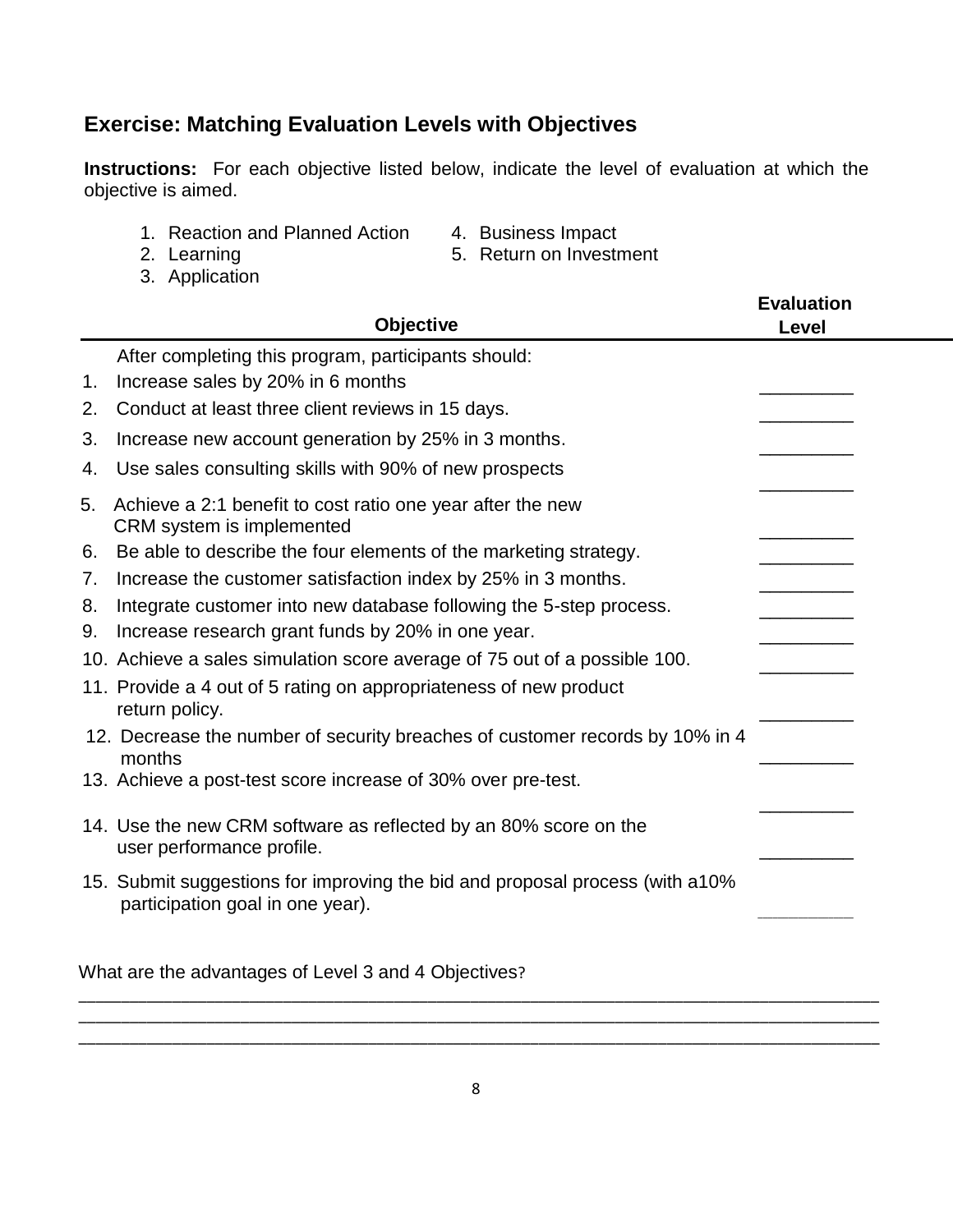## Exercise: Matching Evaluation Levels with Objectives

**Instructions:** For each objective listed below, indicate the level of evaluation at which the objective is aimed.

1. Reaction and Planned Action
2. Learning
3. Application
4. Business Impact
5. Return on Investment

| Objective | Evaluation Level |
|---|---|
| After completing this program, participants should: | |
| 1. Increase sales by 20% in 6 months | _________ |
| 2. Conduct at least three client reviews in 15 days. | _________ |
| 3. Increase new account generation by 25% in 3 months. | _________ |
| 4. Use sales consulting skills with 90% of new prospects | _________ |
| 5. Achieve a 2:1 benefit to cost ratio one year after the new CRM system is implemented | _________ |
| 6. Be able to describe the four elements of the marketing strategy. | _________ |
| 7. Increase the customer satisfaction index by 25% in 3 months. | _________ |
| 8. Integrate customer into new database following the 5-step process. | _________ |
| 9. Increase research grant funds by 20% in one year. | _________ |
| 10. Achieve a sales simulation score average of 75 out of a possible 100. | _________ |
| 11. Provide a 4 out of 5 rating on appropriateness of new product return policy. | _________ |
| 12. Decrease the number of security breaches of customer records by 10% in 4 months | _________ |
| 13. Achieve a post-test score increase of 30% over pre-test. | _________ |
| 14. Use the new CRM software as reflected by an 80% score on the user performance profile. | _________ |
| 15. Submit suggestions for improving the bid and proposal process (with a10% participation goal in one year). | _________ |

What are the advantages of Level 3 and 4 Objectives?

_______________________________________________________________________________

_______________________________________________________________________________

_______________________________________________________________________________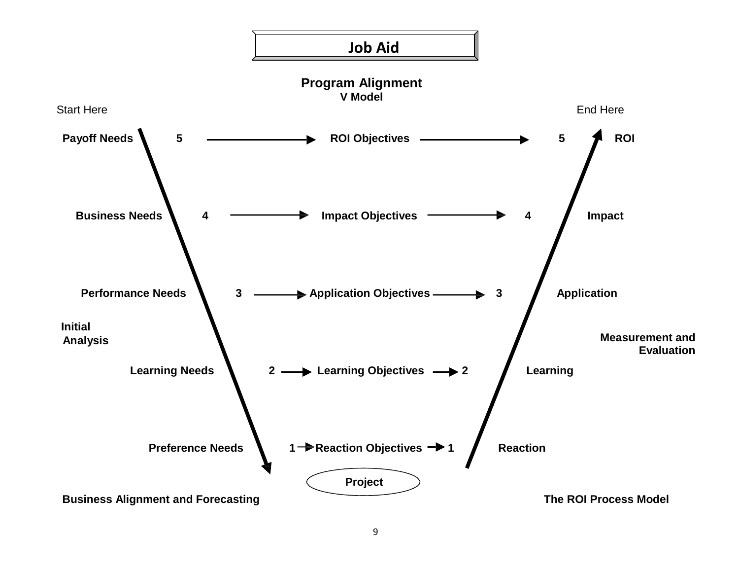# Job Aid

## Program Alignment

**V Model**

Start Here

End Here

**Payoff Needs** **5** **ROI Objectives** **5** **ROI**

**Business Needs** **4** **Impact Objectives** **4** **Impact**

**Performance Needs** **3** **Application Objectives** **3** **Application**

**Initial Analysis**

**Measurement and Evaluation**

**Learning Needs** **2** **Learning Objectives** **2** **Learning**

**Preference Needs** **1** **Reaction Objectives** **1** **Reaction**

**Project**

**Business Alignment and Forecasting**

**The ROI Process Model**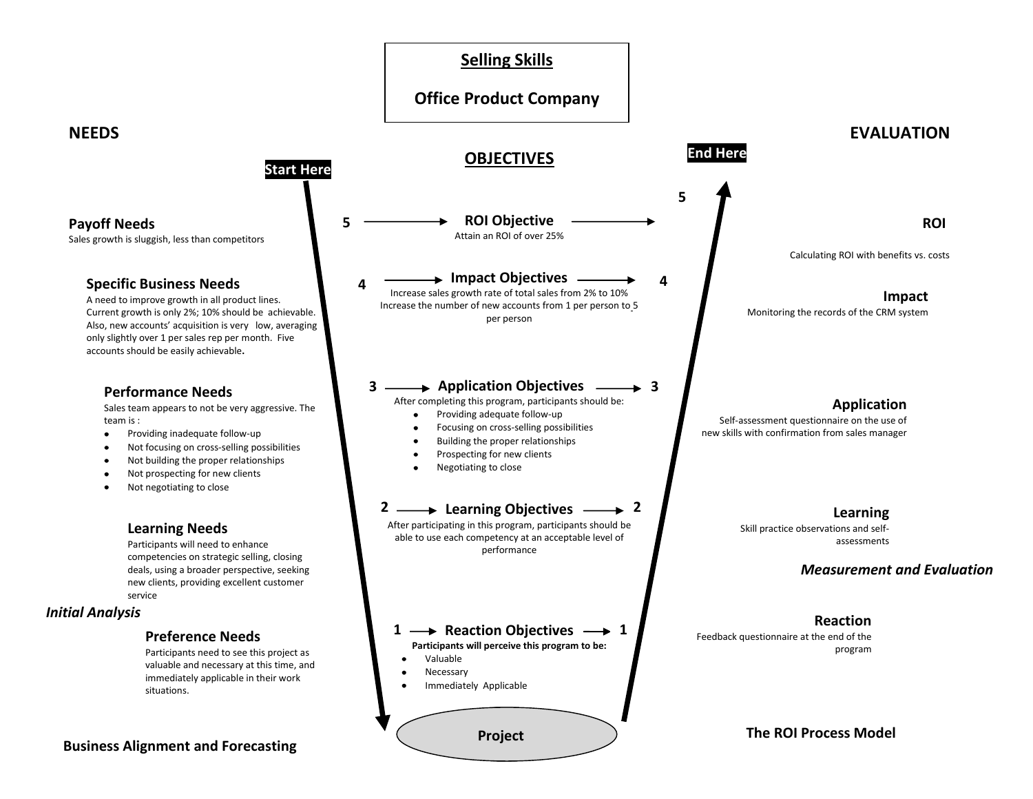# Selling Skills

## Office Product Company

## NEEDS

**Start Here**

**Payoff Needs**
Sales growth is sluggish, less than competitors

**Specific Business Needs**
A need to improve growth in all product lines. Current growth is only 2%; 10% should be achievable. Also, new accounts' acquisition is very low, averaging only slightly over 1 per sales rep per month. Five accounts should be easily achievable.

**Performance Needs**
Sales team appears to not be very aggressive. The team is :

- Providing inadequate follow-up
- Not focusing on cross-selling possibilities
- Not building the proper relationships
- Not prospecting for new clients
- Not negotiating to close

**Learning Needs**
Participants will need to enhance competencies on strategic selling, closing deals, using a broader perspective, seeking new clients, providing excellent customer service

*Initial Analysis*

**Preference Needs**
Participants need to see this project as valuable and necessary at this time, and immediately applicable in their work situations.

**Business Alignment and Forecasting**

## OBJECTIVES

5 → **ROI Objective** → 5
Attain an ROI of over 25%

4 → **Impact Objectives** → 4
Increase sales growth rate of total sales from 2% to 10%
Increase the number of new accounts from 1 per person to 5 per person

3 → **Application Objectives** → 3
After completing this program, participants should be:

- Providing adequate follow-up
- Focusing on cross-selling possibilities
- Building the proper relationships
- Prospecting for new clients
- Negotiating to close

2 → **Learning Objectives** → 2
After participating in this program, participants should be able to use each competency at an acceptable level of performance

1 → **Reaction Objectives** → 1
**Participants will perceive this program to be:**

- Valuable
- Necessary
- Immediately Applicable

**Project**

## EVALUATION

**End Here**

**ROI**
Calculating ROI with benefits vs. costs

**Impact**
Monitoring the records of the CRM system

**Application**
Self-assessment questionnaire on the use of new skills with confirmation from sales manager

**Learning**
Skill practice observations and self-assessments

*Measurement and Evaluation*

**Reaction**
Feedback questionnaire at the end of the program

**The ROI Process Model**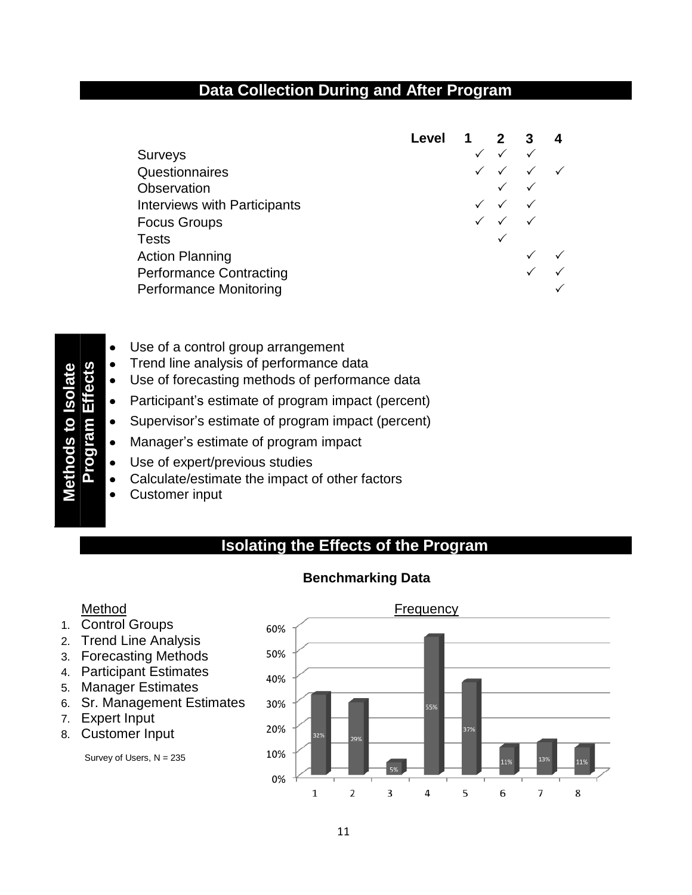## Data Collection During and After Program

| Level | 1 | 2 | 3 | 4 |
|---|---|---|---|---|
| Surveys | ✓ | ✓ | ✓ | |
| Questionnaires | ✓ | ✓ | ✓ | ✓ |
| Observation | | ✓ | ✓ | |
| Interviews with Participants | ✓ | ✓ | ✓ | |
| Focus Groups | ✓ | ✓ | ✓ | |
| Tests | | ✓ | | |
| Action Planning | | | ✓ | ✓ |
| Performance Contracting | | | ✓ | ✓ |
| Performance Monitoring | | | | ✓ |

**Methods to Isolate Program Effects**

- Use of a control group arrangement
- Trend line analysis of performance data
- Use of forecasting methods of performance data
- Participant's estimate of program impact (percent)
- Supervisor's estimate of program impact (percent)
- Manager's estimate of program impact
- Use of expert/previous studies
- Calculate/estimate the impact of other factors
- Customer input

## Isolating the Effects of the Program

**Benchmarking Data**

Method

1. Control Groups
2. Trend Line Analysis
3. Forecasting Methods
4. Participant Estimates
5. Manager Estimates
6. Sr. Management Estimates
7. Expert Input
8. Customer Input

Survey of Users, N = 235

Frequency

60%
50%
40%
30%
20%
10%
0%

32%
29%
5%
55%
37%
11%
13%
11%

1 2 3 4 5 6 7 8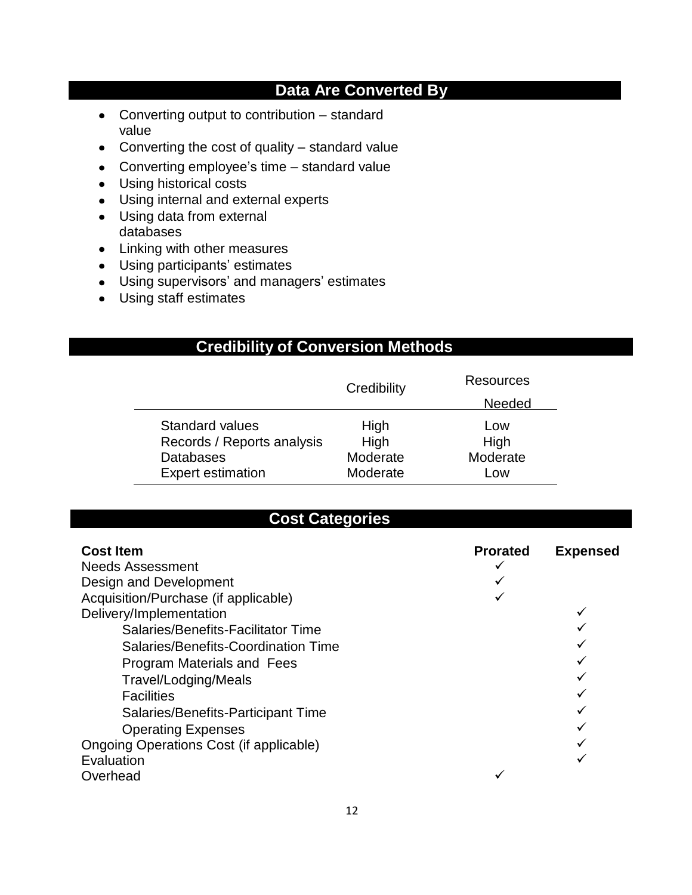## Data Are Converted By

- Converting output to contribution – standard value
- Converting the cost of quality – standard value
- Converting employee's time – standard value
- Using historical costs
- Using internal and external experts
- Using data from external databases
- Linking with other measures
- Using participants' estimates
- Using supervisors' and managers' estimates
- Using staff estimates

## Credibility of Conversion Methods

| | Credibility | Resources Needed |
|---|---|---|
| Standard values | High | Low |
| Records / Reports analysis | High | High |
| Databases | Moderate | Moderate |
| Expert estimation | Moderate | Low |

## Cost Categories

| **Cost Item** | **Prorated** | **Expensed** |
|---|---|---|
| Needs Assessment | ✓ | |
| Design and Development | ✓ | |
| Acquisition/Purchase (if applicable) | ✓ | |
| Delivery/Implementation | | ✓ |
| Salaries/Benefits-Facilitator Time | | ✓ |
| Salaries/Benefits-Coordination Time | | ✓ |
| Program Materials and Fees | | ✓ |
| Travel/Lodging/Meals | | ✓ |
| Facilities | | ✓ |
| Salaries/Benefits-Participant Time | | ✓ |
| Operating Expenses | | ✓ |
| Ongoing Operations Cost (if applicable) | | ✓ |
| Evaluation | | ✓ |
| Overhead | ✓ | |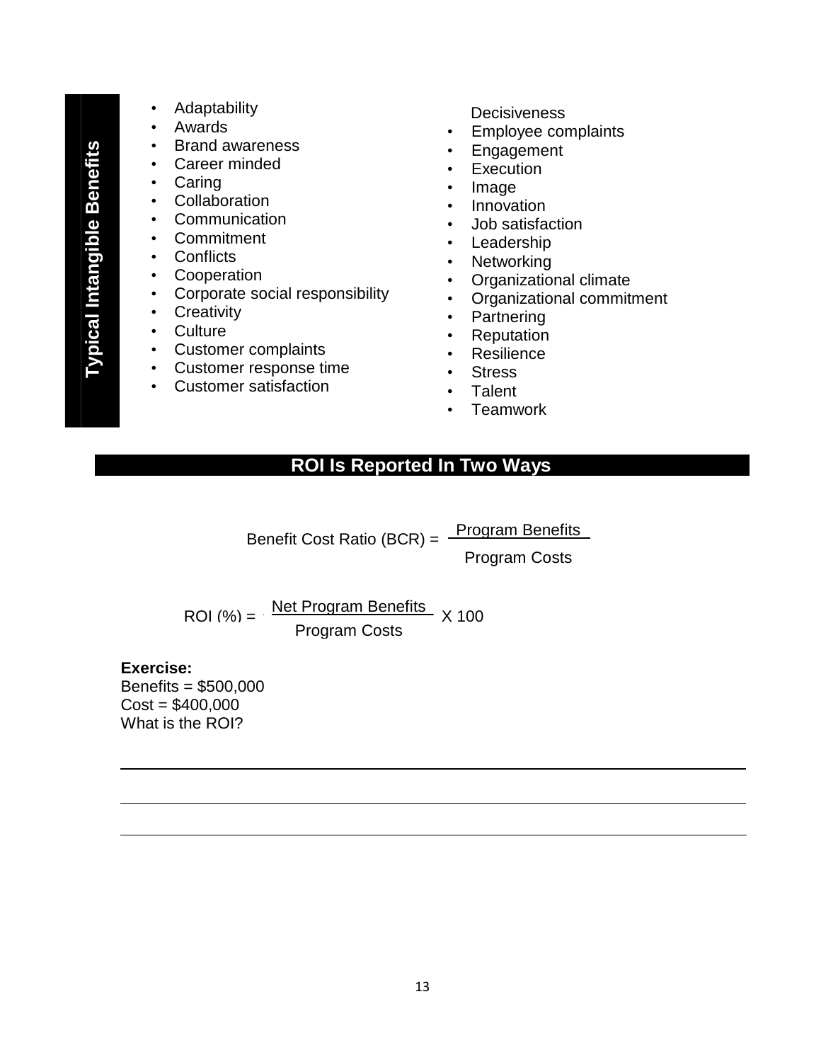## Typical Intangible Benefits

- Adaptability
- Awards
- Brand awareness
- Career minded
- Caring
- Collaboration
- Communication
- Commitment
- Conflicts
- Cooperation
- Corporate social responsibility
- Creativity
- Culture
- Customer complaints
- Customer response time
- Customer satisfaction
- Decisiveness
- Employee complaints
- Engagement
- Execution
- Image
- Innovation
- Job satisfaction
- Leadership
- Networking
- Organizational climate
- Organizational commitment
- Partnering
- Reputation
- Resilience
- Stress
- Talent
- Teamwork

## ROI Is Reported In Two Ways

$$\text{Benefit Cost Ratio (BCR)} = \frac{\text{Program Benefits}}{\text{Program Costs}}$$

$$\text{ROI (\%)} = \frac{\text{Net Program Benefits}}{\text{Program Costs}} \text{ X } 100$$

**Exercise:**
Benefits = $500,000
Cost = $400,000
What is the ROI?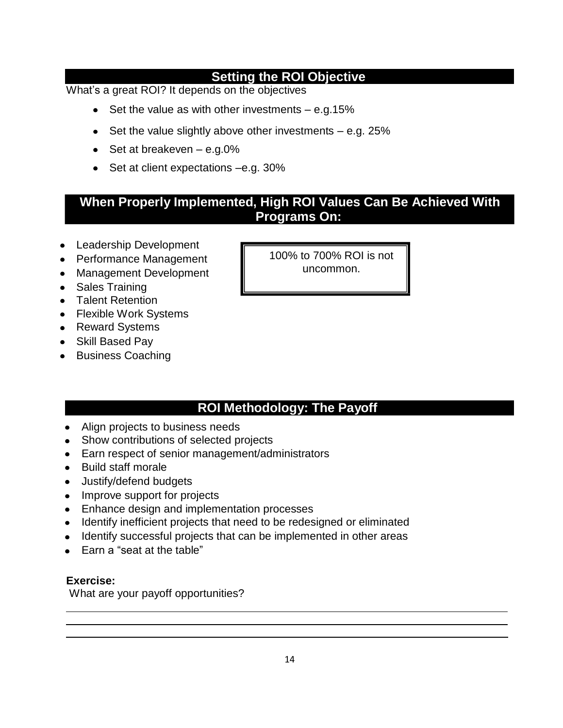## Setting the ROI Objective

What's a great ROI? It depends on the objectives

- Set the value as with other investments – e.g.15%
- Set the value slightly above other investments – e.g. 25%
- Set at breakeven – e.g.0%
- Set at client expectations –e.g. 30%

## When Properly Implemented, High ROI Values Can Be Achieved With Programs On:

- Leadership Development
- Performance Management
- Management Development
- Sales Training
- Talent Retention
- Flexible Work Systems
- Reward Systems
- Skill Based Pay
- Business Coaching

> 100% to 700% ROI is not uncommon.

## ROI Methodology: The Payoff

- Align projects to business needs
- Show contributions of selected projects
- Earn respect of senior management/administrators
- Build staff morale
- Justify/defend budgets
- Improve support for projects
- Enhance design and implementation processes
- Identify inefficient projects that need to be redesigned or eliminated
- Identify successful projects that can be implemented in other areas
- Earn a "seat at the table"

**Exercise:**

What are your payoff opportunities?

\_\_\_\_\_\_\_\_\_\_\_\_\_\_\_\_\_\_\_\_\_\_\_\_\_\_\_\_\_\_\_\_\_\_\_\_\_\_\_\_\_\_\_\_\_\_\_\_

\_\_\_\_\_\_\_\_\_\_\_\_\_\_\_\_\_\_\_\_\_\_\_\_\_\_\_\_\_\_\_\_\_\_\_\_\_\_\_\_\_\_\_\_\_\_\_\_

\_\_\_\_\_\_\_\_\_\_\_\_\_\_\_\_\_\_\_\_\_\_\_\_\_\_\_\_\_\_\_\_\_\_\_\_\_\_\_\_\_\_\_\_\_\_\_\_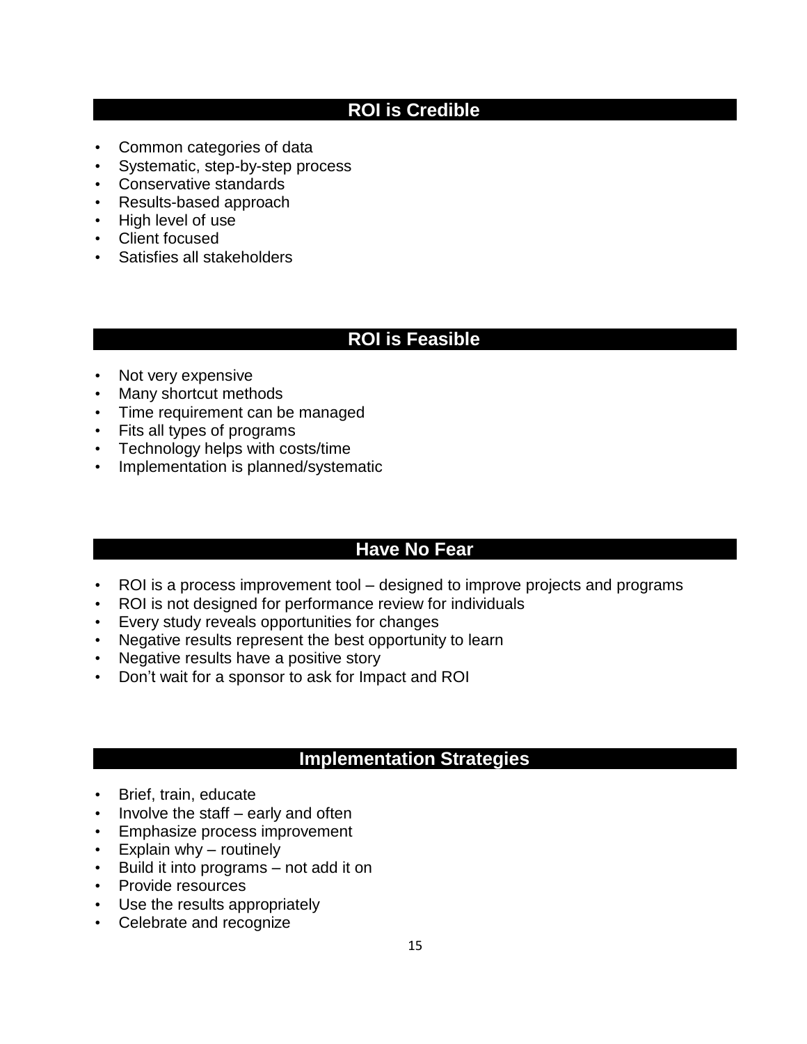## ROI is Credible

- Common categories of data
- Systematic, step-by-step process
- Conservative standards
- Results-based approach
- High level of use
- Client focused
- Satisfies all stakeholders

## ROI is Feasible

- Not very expensive
- Many shortcut methods
- Time requirement can be managed
- Fits all types of programs
- Technology helps with costs/time
- Implementation is planned/systematic

## Have No Fear

- ROI is a process improvement tool – designed to improve projects and programs
- ROI is not designed for performance review for individuals
- Every study reveals opportunities for changes
- Negative results represent the best opportunity to learn
- Negative results have a positive story
- Don’t wait for a sponsor to ask for Impact and ROI

## Implementation Strategies

- Brief, train, educate
- Involve the staff – early and often
- Emphasize process improvement
- Explain why – routinely
- Build it into programs – not add it on
- Provide resources
- Use the results appropriately
- Celebrate and recognize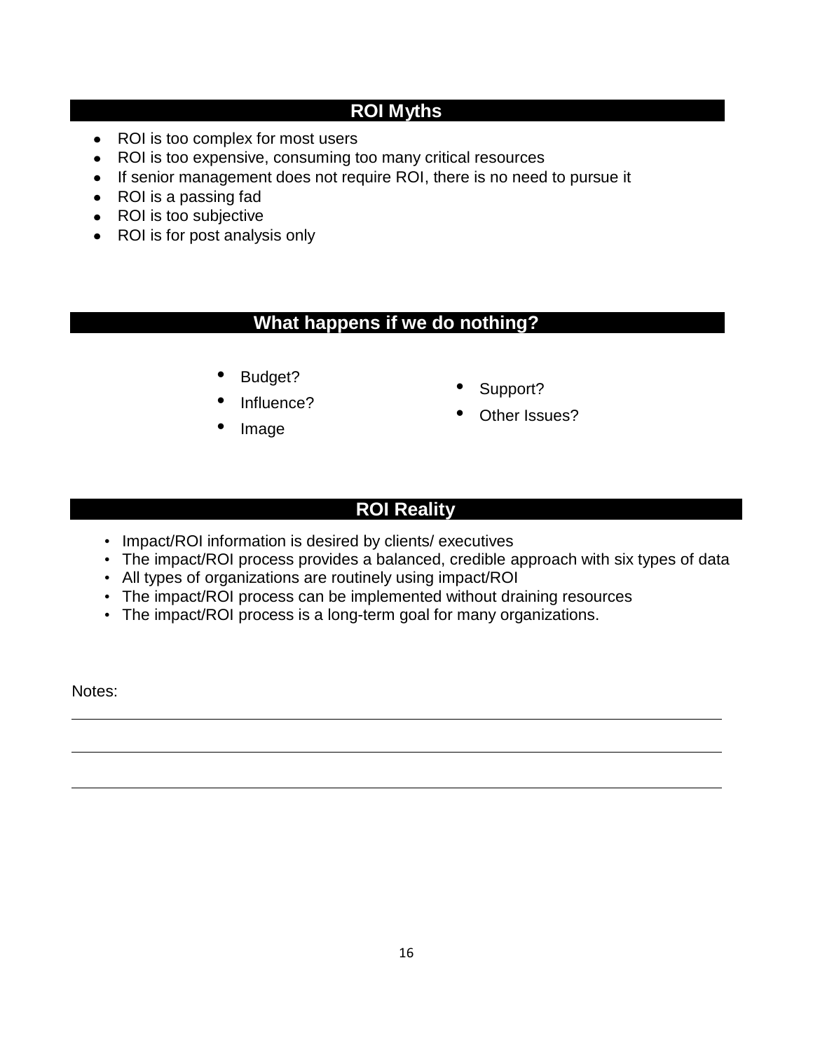## ROI Myths

- ROI is too complex for most users
- ROI is too expensive, consuming too many critical resources
- If senior management does not require ROI, there is no need to pursue it
- ROI is a passing fad
- ROI is too subjective
- ROI is for post analysis only

## What happens if we do nothing?

- Budget?
- Influence?
- Image
- Support?
- Other Issues?

## ROI Reality

- Impact/ROI information is desired by clients/ executives
- The impact/ROI process provides a balanced, credible approach with six types of data
- All types of organizations are routinely using impact/ROI
- The impact/ROI process can be implemented without draining resources
- The impact/ROI process is a long-term goal for many organizations.

Notes:

---

---

---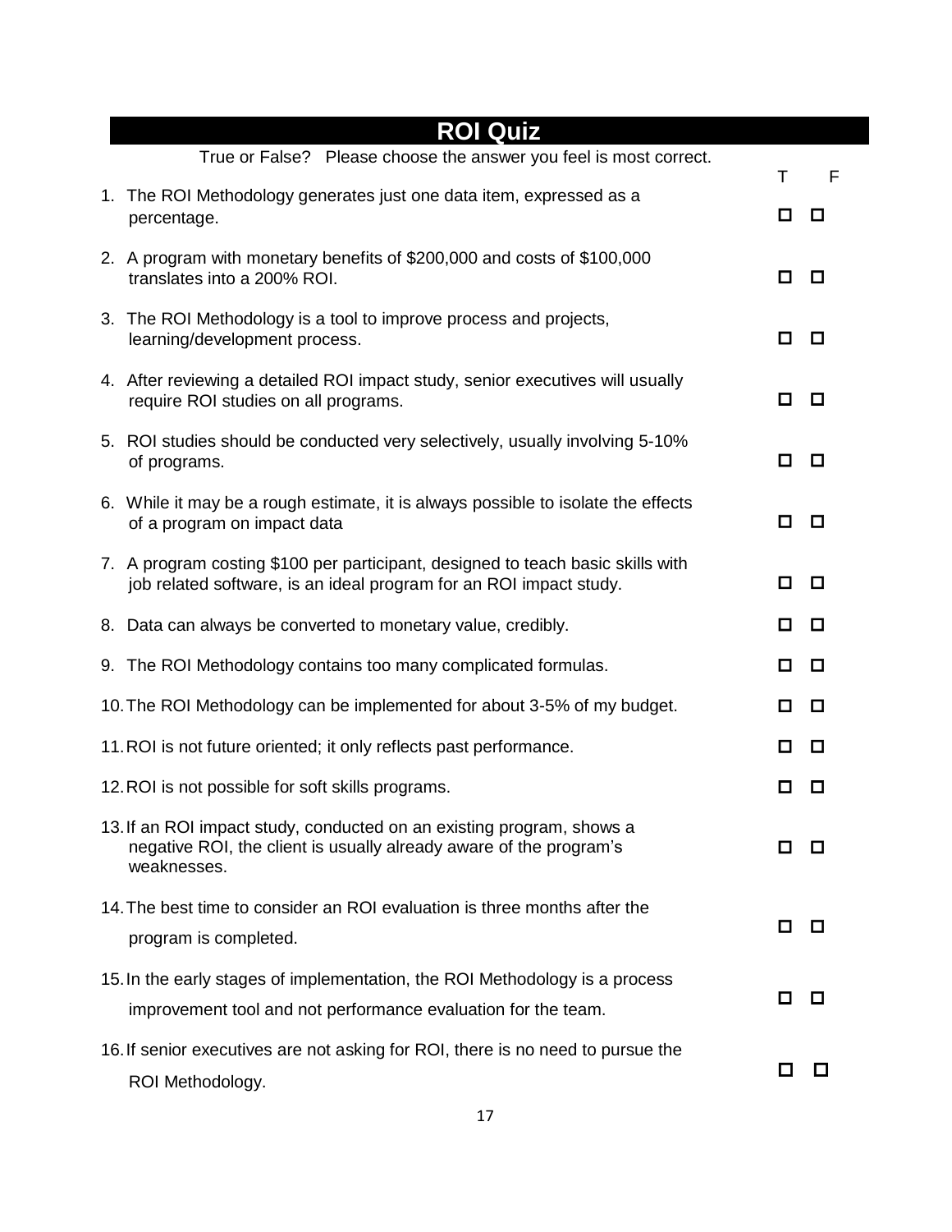# ROI Quiz

True or False? Please choose the answer you feel is most correct.

| | T | F |
|---|---|---|
| 1. The ROI Methodology generates just one data item, expressed as a percentage. | ☐ | ☐ |
| 2. A program with monetary benefits of $200,000 and costs of $100,000 translates into a 200% ROI. | ☐ | ☐ |
| 3. The ROI Methodology is a tool to improve process and projects, learning/development process. | ☐ | ☐ |
| 4. After reviewing a detailed ROI impact study, senior executives will usually require ROI studies on all programs. | ☐ | ☐ |
| 5. ROI studies should be conducted very selectively, usually involving 5-10% of programs. | ☐ | ☐ |
| 6. While it may be a rough estimate, it is always possible to isolate the effects of a program on impact data | ☐ | ☐ |
| 7. A program costing $100 per participant, designed to teach basic skills with job related software, is an ideal program for an ROI impact study. | ☐ | ☐ |
| 8. Data can always be converted to monetary value, credibly. | ☐ | ☐ |
| 9. The ROI Methodology contains too many complicated formulas. | ☐ | ☐ |
| 10. The ROI Methodology can be implemented for about 3-5% of my budget. | ☐ | ☐ |
| 11. ROI is not future oriented; it only reflects past performance. | ☐ | ☐ |
| 12. ROI is not possible for soft skills programs. | ☐ | ☐ |
| 13. If an ROI impact study, conducted on an existing program, shows a negative ROI, the client is usually already aware of the program's weaknesses. | ☐ | ☐ |
| 14. The best time to consider an ROI evaluation is three months after the program is completed. | ☐ | ☐ |
| 15. In the early stages of implementation, the ROI Methodology is a process improvement tool and not performance evaluation for the team. | ☐ | ☐ |
| 16. If senior executives are not asking for ROI, there is no need to pursue the ROI Methodology. | ☐ | ☐ |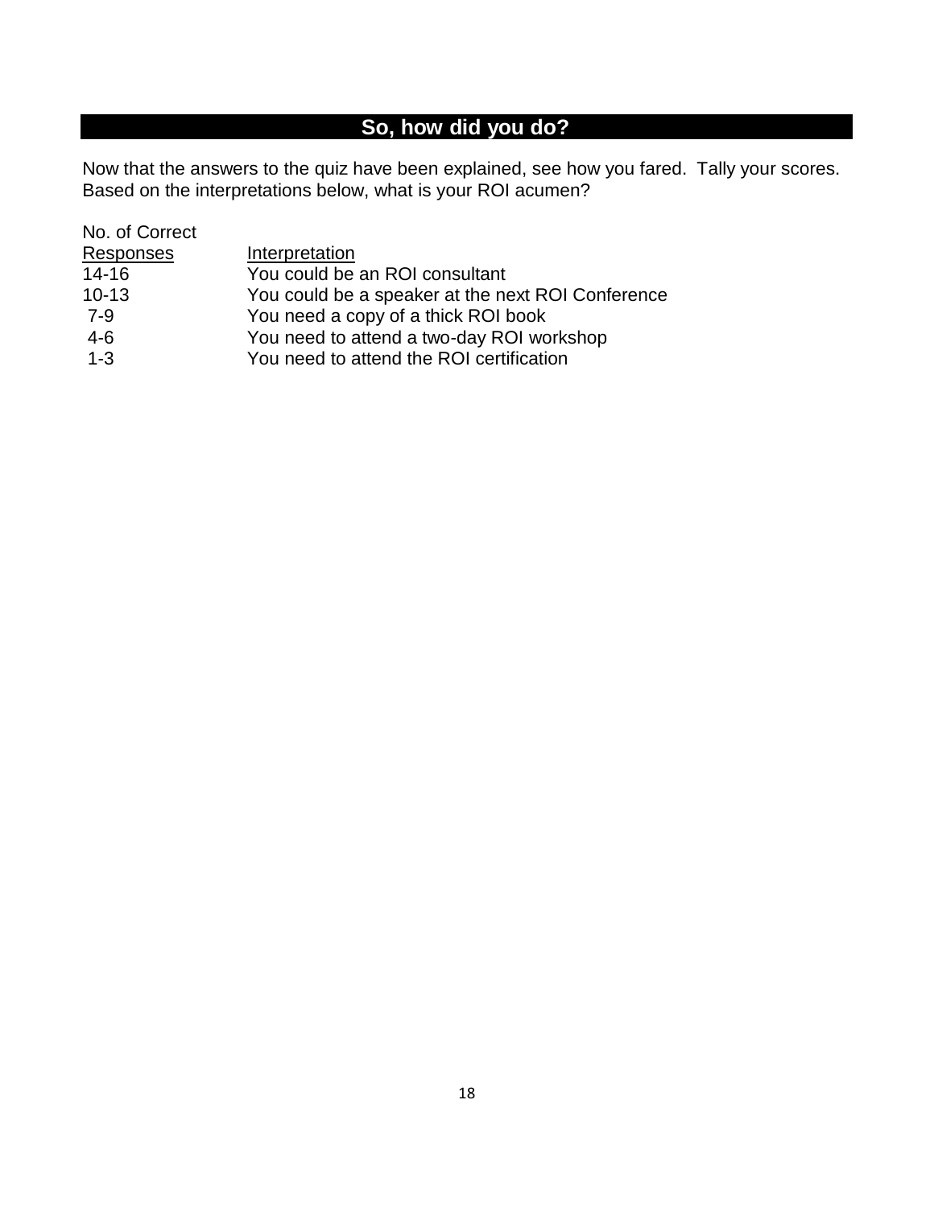## So, how did you do?

Now that the answers to the quiz have been explained, see how you fared. Tally your scores. Based on the interpretations below, what is your ROI acumen?

| No. of Correct Responses | Interpretation |
| --- | --- |
| 14-16 | You could be an ROI consultant |
| 10-13 | You could be a speaker at the next ROI Conference |
| 7-9 | You need a copy of a thick ROI book |
| 4-6 | You need to attend a two-day ROI workshop |
| 1-3 | You need to attend the ROI certification |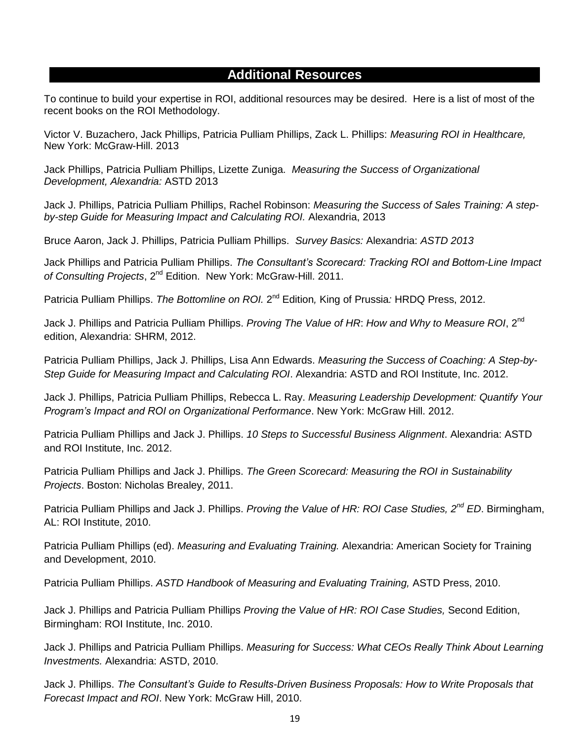## Additional Resources

To continue to build your expertise in ROI, additional resources may be desired. Here is a list of most of the recent books on the ROI Methodology.

Victor V. Buzachero, Jack Phillips, Patricia Pulliam Phillips, Zack L. Phillips: *Measuring ROI in Healthcare,* New York: McGraw-Hill. 2013

Jack Phillips, Patricia Pulliam Phillips, Lizette Zuniga. *Measuring the Success of Organizational Development, Alexandria:* ASTD 2013

Jack J. Phillips, Patricia Pulliam Phillips, Rachel Robinson: *Measuring the Success of Sales Training: A step-by-step Guide for Measuring Impact and Calculating ROI.* Alexandria, 2013

Bruce Aaron, Jack J. Phillips, Patricia Pulliam Phillips. *Survey Basics:* Alexandria: *ASTD 2013*

Jack Phillips and Patricia Pulliam Phillips. *The Consultant's Scorecard: Tracking ROI and Bottom-Line Impact of Consulting Projects*, 2nd Edition. New York: McGraw-Hill. 2011.

Patricia Pulliam Phillips. *The Bottomline on ROI.* 2nd Edition*,* King of Prussia*:* HRDQ Press, 2012.

Jack J. Phillips and Patricia Pulliam Phillips. *Proving The Value of HR*: *How and Why to Measure ROI*, 2nd edition, Alexandria: SHRM, 2012.

Patricia Pulliam Phillips, Jack J. Phillips, Lisa Ann Edwards. *Measuring the Success of Coaching: A Step-by-Step Guide for Measuring Impact and Calculating ROI*. Alexandria: ASTD and ROI Institute, Inc. 2012.

Jack J. Phillips, Patricia Pulliam Phillips, Rebecca L. Ray. *Measuring Leadership Development: Quantify Your Program's Impact and ROI on Organizational Performance*. New York: McGraw Hill. 2012.

Patricia Pulliam Phillips and Jack J. Phillips. *10 Steps to Successful Business Alignment*. Alexandria: ASTD and ROI Institute, Inc. 2012.

Patricia Pulliam Phillips and Jack J. Phillips. *The Green Scorecard: Measuring the ROI in Sustainability Projects*. Boston: Nicholas Brealey, 2011.

Patricia Pulliam Phillips and Jack J. Phillips. *Proving the Value of HR: ROI Case Studies, 2nd ED*. Birmingham, AL: ROI Institute, 2010.

Patricia Pulliam Phillips (ed). *Measuring and Evaluating Training.* Alexandria: American Society for Training and Development, 2010.

Patricia Pulliam Phillips. *ASTD Handbook of Measuring and Evaluating Training,* ASTD Press, 2010.

Jack J. Phillips and Patricia Pulliam Phillips *Proving the Value of HR: ROI Case Studies,* Second Edition, Birmingham: ROI Institute, Inc. 2010.

Jack J. Phillips and Patricia Pulliam Phillips. *Measuring for Success: What CEOs Really Think About Learning Investments.* Alexandria: ASTD, 2010.

Jack J. Phillips. *The Consultant's Guide to Results-Driven Business Proposals: How to Write Proposals that Forecast Impact and ROI*. New York: McGraw Hill, 2010.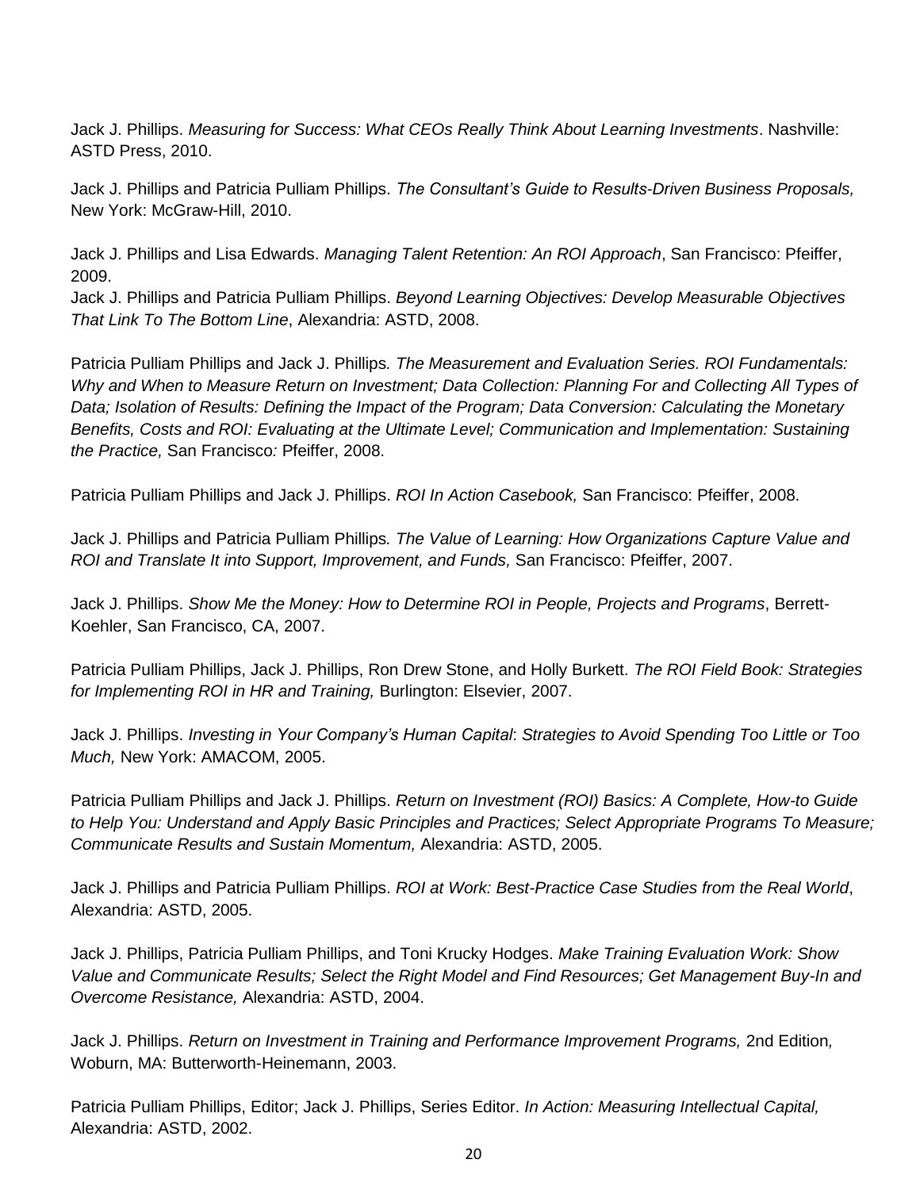Jack J. Phillips. *Measuring for Success: What CEOs Really Think About Learning Investments*. Nashville: ASTD Press, 2010.

Jack J. Phillips and Patricia Pulliam Phillips. *The Consultant's Guide to Results-Driven Business Proposals,* New York: McGraw-Hill, 2010.

Jack J. Phillips and Lisa Edwards. *Managing Talent Retention: An ROI Approach*, San Francisco: Pfeiffer, 2009.
Jack J. Phillips and Patricia Pulliam Phillips. *Beyond Learning Objectives: Develop Measurable Objectives That Link To The Bottom Line*, Alexandria: ASTD, 2008.

Patricia Pulliam Phillips and Jack J. Phillips. *The Measurement and Evaluation Series. ROI Fundamentals: Why and When to Measure Return on Investment; Data Collection: Planning For and Collecting All Types of Data; Isolation of Results: Defining the Impact of the Program; Data Conversion: Calculating the Monetary Benefits, Costs and ROI: Evaluating at the Ultimate Level; Communication and Implementation: Sustaining the Practice,* San Francisco: Pfeiffer, 2008.

Patricia Pulliam Phillips and Jack J. Phillips. *ROI In Action Casebook,* San Francisco: Pfeiffer, 2008.

Jack J. Phillips and Patricia Pulliam Phillips. *The Value of Learning: How Organizations Capture Value and ROI and Translate It into Support, Improvement, and Funds,* San Francisco: Pfeiffer, 2007.

Jack J. Phillips. *Show Me the Money: How to Determine ROI in People, Projects and Programs*, Berrett-Koehler, San Francisco, CA, 2007.

Patricia Pulliam Phillips, Jack J. Phillips, Ron Drew Stone, and Holly Burkett. *The ROI Field Book: Strategies for Implementing ROI in HR and Training,* Burlington: Elsevier, 2007.

Jack J. Phillips. *Investing in Your Company's Human Capital*: *Strategies to Avoid Spending Too Little or Too Much,* New York: AMACOM, 2005.

Patricia Pulliam Phillips and Jack J. Phillips. *Return on Investment (ROI) Basics: A Complete, How-to Guide to Help You: Understand and Apply Basic Principles and Practices; Select Appropriate Programs To Measure; Communicate Results and Sustain Momentum,* Alexandria: ASTD, 2005.

Jack J. Phillips and Patricia Pulliam Phillips. *ROI at Work: Best-Practice Case Studies from the Real World*, Alexandria: ASTD, 2005.

Jack J. Phillips, Patricia Pulliam Phillips, and Toni Krucky Hodges. *Make Training Evaluation Work: Show Value and Communicate Results; Select the Right Model and Find Resources; Get Management Buy-In and Overcome Resistance,* Alexandria: ASTD, 2004.

Jack J. Phillips. *Return on Investment in Training and Performance Improvement Programs,* 2nd Edition*,* Woburn, MA: Butterworth-Heinemann, 2003.

Patricia Pulliam Phillips, Editor; Jack J. Phillips, Series Editor. *In Action: Measuring Intellectual Capital,* Alexandria: ASTD, 2002.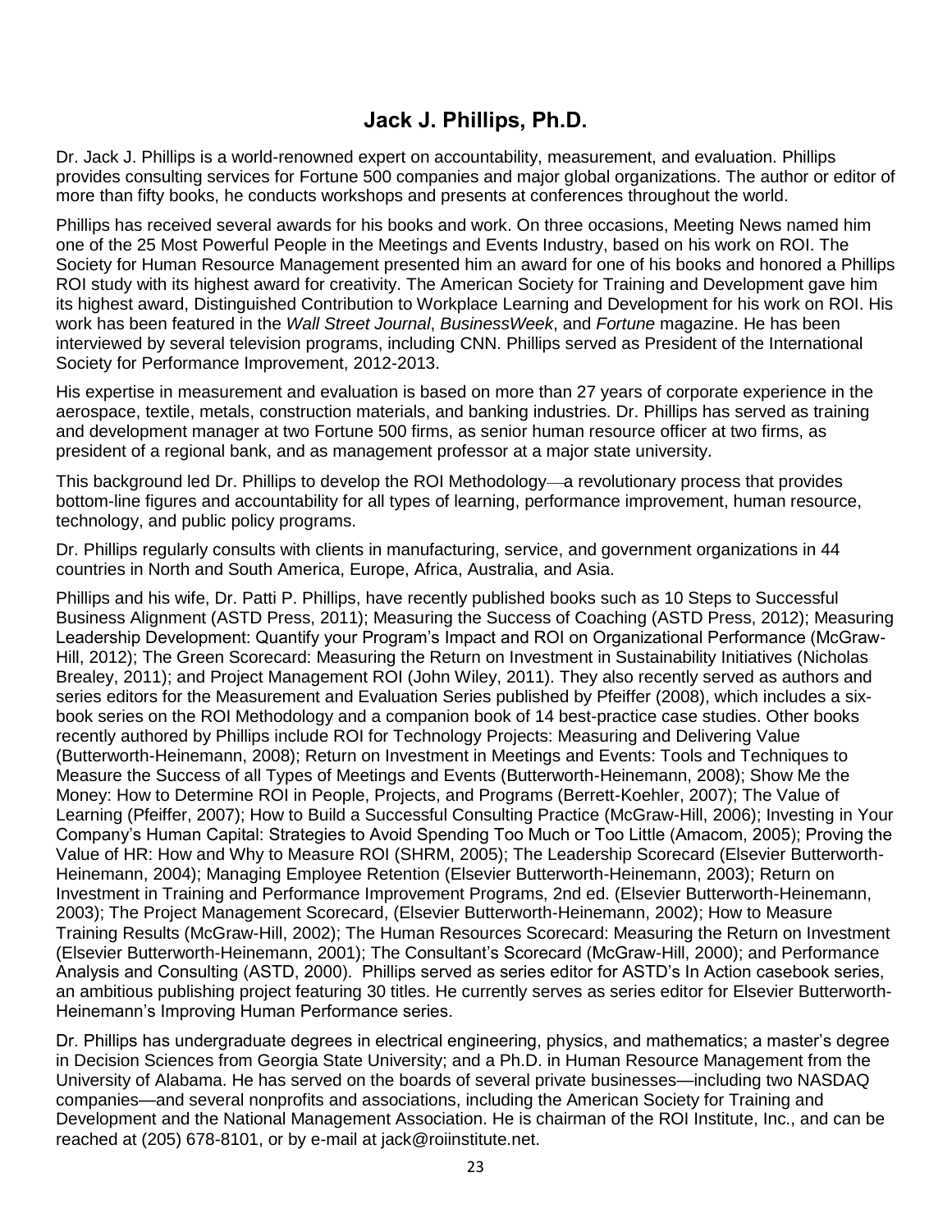# Jack J. Phillips, Ph.D.

Dr. Jack J. Phillips is a world-renowned expert on accountability, measurement, and evaluation. Phillips provides consulting services for Fortune 500 companies and major global organizations. The author or editor of more than fifty books, he conducts workshops and presents at conferences throughout the world.

Phillips has received several awards for his books and work. On three occasions, Meeting News named him one of the 25 Most Powerful People in the Meetings and Events Industry, based on his work on ROI. The Society for Human Resource Management presented him an award for one of his books and honored a Phillips ROI study with its highest award for creativity. The American Society for Training and Development gave him its highest award, Distinguished Contribution to Workplace Learning and Development for his work on ROI. His work has been featured in the *Wall Street Journal*, *BusinessWeek*, and *Fortune* magazine. He has been interviewed by several television programs, including CNN. Phillips served as President of the International Society for Performance Improvement, 2012-2013.

His expertise in measurement and evaluation is based on more than 27 years of corporate experience in the aerospace, textile, metals, construction materials, and banking industries. Dr. Phillips has served as training and development manager at two Fortune 500 firms, as senior human resource officer at two firms, as president of a regional bank, and as management professor at a major state university.

This background led Dr. Phillips to develop the ROI Methodology—a revolutionary process that provides bottom-line figures and accountability for all types of learning, performance improvement, human resource, technology, and public policy programs.

Dr. Phillips regularly consults with clients in manufacturing, service, and government organizations in 44 countries in North and South America, Europe, Africa, Australia, and Asia.

Phillips and his wife, Dr. Patti P. Phillips, have recently published books such as 10 Steps to Successful Business Alignment (ASTD Press, 2011); Measuring the Success of Coaching (ASTD Press, 2012); Measuring Leadership Development: Quantify your Program's Impact and ROI on Organizational Performance (McGraw-Hill, 2012); The Green Scorecard: Measuring the Return on Investment in Sustainability Initiatives (Nicholas Brealey, 2011); and Project Management ROI (John Wiley, 2011). They also recently served as authors and series editors for the Measurement and Evaluation Series published by Pfeiffer (2008), which includes a six-book series on the ROI Methodology and a companion book of 14 best-practice case studies. Other books recently authored by Phillips include ROI for Technology Projects: Measuring and Delivering Value (Butterworth-Heinemann, 2008); Return on Investment in Meetings and Events: Tools and Techniques to Measure the Success of all Types of Meetings and Events (Butterworth-Heinemann, 2008); Show Me the Money: How to Determine ROI in People, Projects, and Programs (Berrett-Koehler, 2007); The Value of Learning (Pfeiffer, 2007); How to Build a Successful Consulting Practice (McGraw-Hill, 2006); Investing in Your Company's Human Capital: Strategies to Avoid Spending Too Much or Too Little (Amacom, 2005); Proving the Value of HR: How and Why to Measure ROI (SHRM, 2005); The Leadership Scorecard (Elsevier Butterworth-Heinemann, 2004); Managing Employee Retention (Elsevier Butterworth-Heinemann, 2003); Return on Investment in Training and Performance Improvement Programs, 2nd ed. (Elsevier Butterworth-Heinemann, 2003); The Project Management Scorecard, (Elsevier Butterworth-Heinemann, 2002); How to Measure Training Results (McGraw-Hill, 2002); The Human Resources Scorecard: Measuring the Return on Investment (Elsevier Butterworth-Heinemann, 2001); The Consultant's Scorecard (McGraw-Hill, 2000); and Performance Analysis and Consulting (ASTD, 2000). Phillips served as series editor for ASTD's In Action casebook series, an ambitious publishing project featuring 30 titles. He currently serves as series editor for Elsevier Butterworth-Heinemann's Improving Human Performance series.

Dr. Phillips has undergraduate degrees in electrical engineering, physics, and mathematics; a master's degree in Decision Sciences from Georgia State University; and a Ph.D. in Human Resource Management from the University of Alabama. He has served on the boards of several private businesses—including two NASDAQ companies—and several nonprofits and associations, including the American Society for Training and Development and the National Management Association. He is chairman of the ROI Institute, Inc., and can be reached at (205) 678-8101, or by e-mail at jack@roiinstitute.net.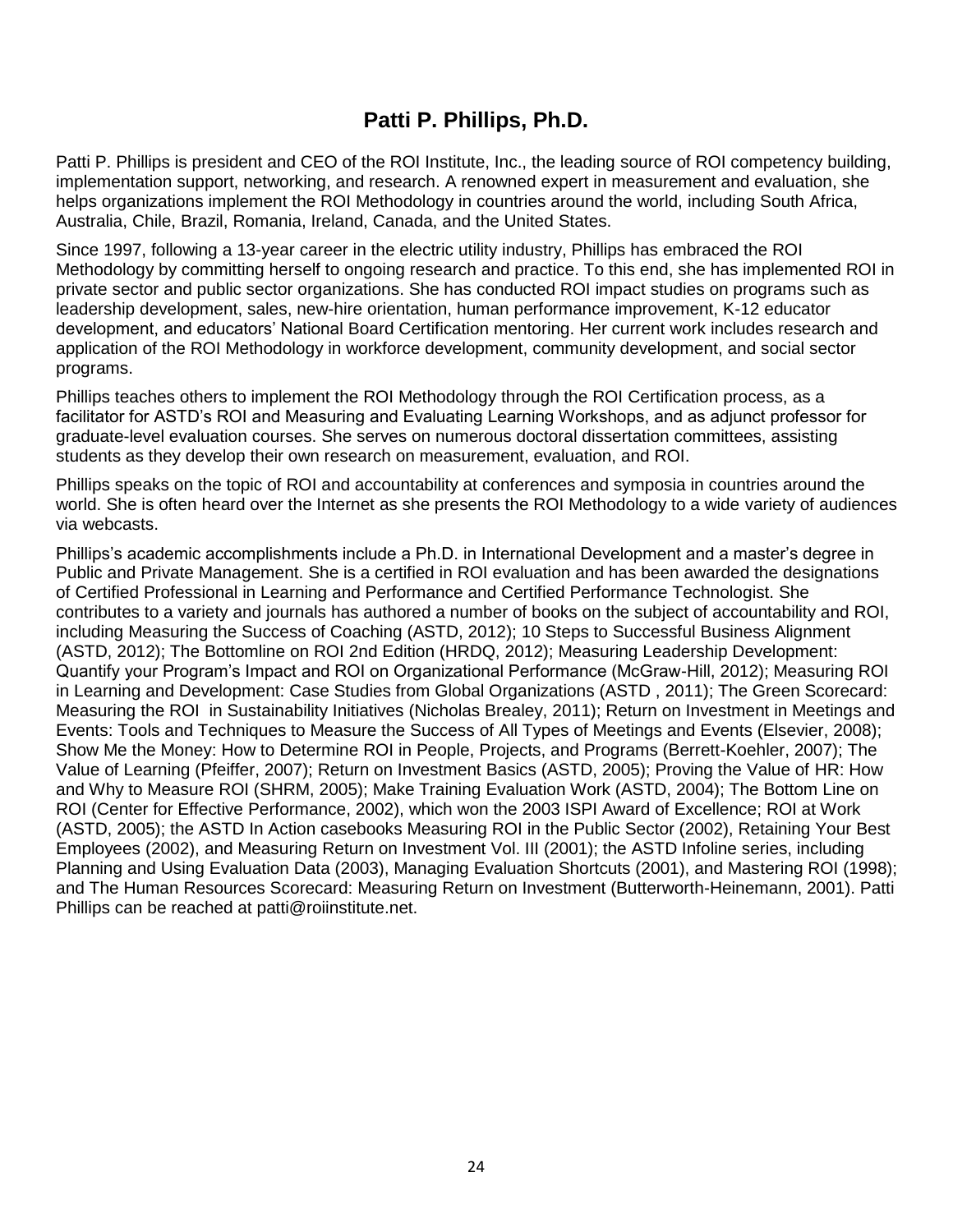## Patti P. Phillips, Ph.D.

Patti P. Phillips is president and CEO of the ROI Institute, Inc., the leading source of ROI competency building, implementation support, networking, and research. A renowned expert in measurement and evaluation, she helps organizations implement the ROI Methodology in countries around the world, including South Africa, Australia, Chile, Brazil, Romania, Ireland, Canada, and the United States.

Since 1997, following a 13-year career in the electric utility industry, Phillips has embraced the ROI Methodology by committing herself to ongoing research and practice. To this end, she has implemented ROI in private sector and public sector organizations. She has conducted ROI impact studies on programs such as leadership development, sales, new-hire orientation, human performance improvement, K-12 educator development, and educators' National Board Certification mentoring. Her current work includes research and application of the ROI Methodology in workforce development, community development, and social sector programs.

Phillips teaches others to implement the ROI Methodology through the ROI Certification process, as a facilitator for ASTD's ROI and Measuring and Evaluating Learning Workshops, and as adjunct professor for graduate-level evaluation courses. She serves on numerous doctoral dissertation committees, assisting students as they develop their own research on measurement, evaluation, and ROI.

Phillips speaks on the topic of ROI and accountability at conferences and symposia in countries around the world. She is often heard over the Internet as she presents the ROI Methodology to a wide variety of audiences via webcasts.

Phillips's academic accomplishments include a Ph.D. in International Development and a master's degree in Public and Private Management. She is a certified in ROI evaluation and has been awarded the designations of Certified Professional in Learning and Performance and Certified Performance Technologist. She contributes to a variety and journals has authored a number of books on the subject of accountability and ROI, including Measuring the Success of Coaching (ASTD, 2012); 10 Steps to Successful Business Alignment (ASTD, 2012); The Bottomline on ROI 2nd Edition (HRDQ, 2012); Measuring Leadership Development: Quantify your Program's Impact and ROI on Organizational Performance (McGraw-Hill, 2012); Measuring ROI in Learning and Development: Case Studies from Global Organizations (ASTD , 2011); The Green Scorecard: Measuring the ROI in Sustainability Initiatives (Nicholas Brealey, 2011); Return on Investment in Meetings and Events: Tools and Techniques to Measure the Success of All Types of Meetings and Events (Elsevier, 2008); Show Me the Money: How to Determine ROI in People, Projects, and Programs (Berrett-Koehler, 2007); The Value of Learning (Pfeiffer, 2007); Return on Investment Basics (ASTD, 2005); Proving the Value of HR: How and Why to Measure ROI (SHRM, 2005); Make Training Evaluation Work (ASTD, 2004); The Bottom Line on ROI (Center for Effective Performance, 2002), which won the 2003 ISPI Award of Excellence; ROI at Work (ASTD, 2005); the ASTD In Action casebooks Measuring ROI in the Public Sector (2002), Retaining Your Best Employees (2002), and Measuring Return on Investment Vol. III (2001); the ASTD Infoline series, including Planning and Using Evaluation Data (2003), Managing Evaluation Shortcuts (2001), and Mastering ROI (1998); and The Human Resources Scorecard: Measuring Return on Investment (Butterworth-Heinemann, 2001). Patti Phillips can be reached at patti@roiinstitute.net.